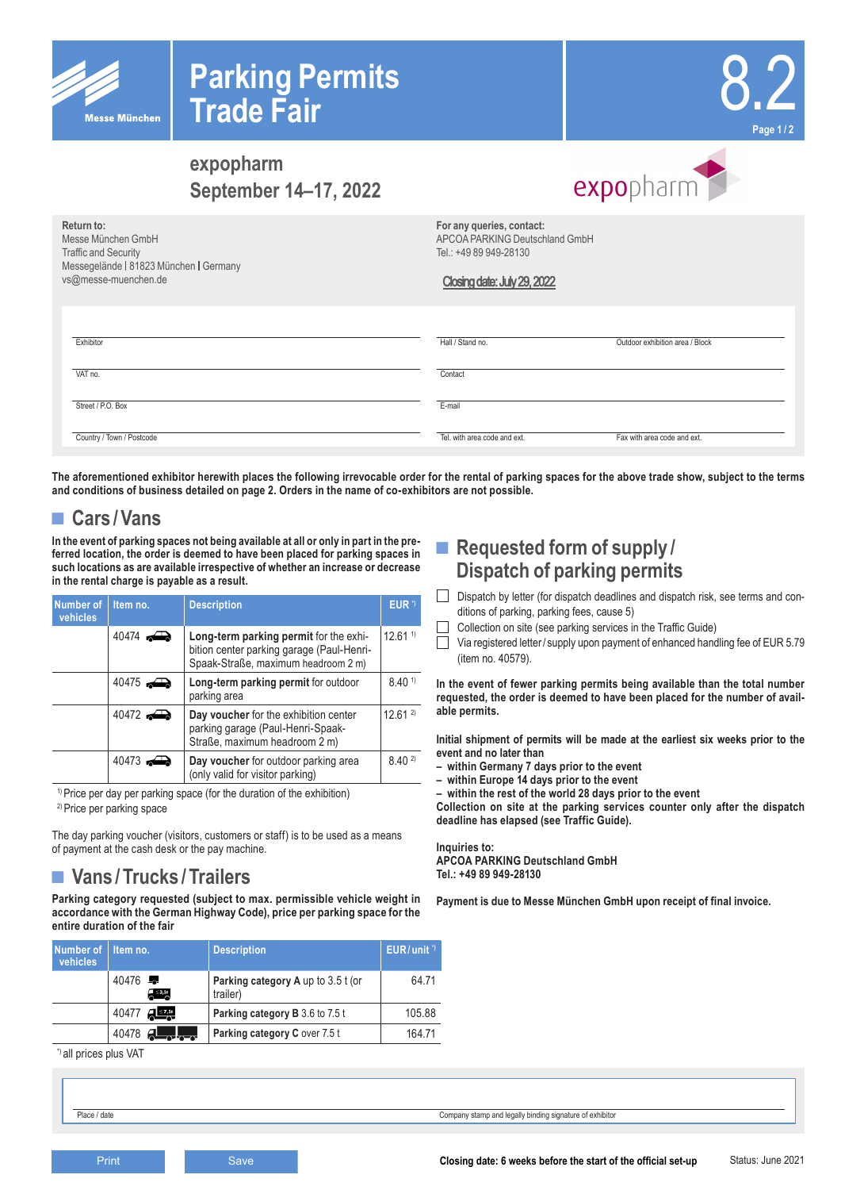# Parking Permits Trade Fair

8.2

## expopharm
## September 14–17, 2022

**Return to:**
Messe München GmbH
Traffic and Security
Messegelände | 81823 München | Germany
vs@messe-muenchen.de

**For any queries, contact:**
APCOA PARKING Deutschland GmbH
Tel.: +49 89 949-28130

**Closing date: July 29, 2022**

| | | |
|---|---|---|
| Exhibitor | Hall / Stand no. | Outdoor exhibition area / Block |
| VAT no. | Contact | |
| Street / P.O. Box | E-mail | |
| Country / Town / Postcode | Tel. with area code and ext. | Fax with area code and ext. |

**The aforementioned exhibitor herewith places the following irrevocable order for the rental of parking spaces for the above trade show, subject to the terms and conditions of business detailed on page 2. Orders in the name of co-exhibitors are not possible.**

## Cars / Vans

**In the event of parking spaces not being available at all or only in part in the preferred location, the order is deemed to have been placed for parking spaces in such locations as are available irrespective of whether an increase or decrease in the rental charge is payable as a result.**

| Number of vehicles | Item no. | Description | EUR *) |
|---|---|---|---|
| | 40474 | **Long-term parking permit** for the exhibition center parking garage (Paul-Henri-Spaak-Straße, maximum headroom 2 m) | 12.61 [1] |
| | 40475 | **Long-term parking permit** for outdoor parking area | 8.40 [1] |
| | 40472 | **Day voucher** for the exhibition center parking garage (Paul-Henri-Spaak-Straße, maximum headroom 2 m) | 12.61 [2] |
| | 40473 | **Day voucher** for outdoor parking area (only valid for visitor parking) | 8.40 [2] |

[1] Price per day per parking space (for the duration of the exhibition)
[2] Price per parking space

The day parking voucher (visitors, customers or staff) is to be used as a means of payment at the cash desk or the pay machine.

## Vans / Trucks / Trailers

**Parking category requested (subject to max. permissible vehicle weight in accordance with the German Highway Code), price per parking space for the entire duration of the fair**

| Number of vehicles | Item no. | Description | EUR / unit *) |
|---|---|---|---|
| | 40476 | **Parking category A** up to 3.5 t (or trailer) | 64.71 |
| | 40477 | **Parking category B** 3.6 to 7.5 t | 105.88 |
| | 40478 | **Parking category C** over 7.5 t | 164.71 |

*) all prices plus VAT

## Requested form of supply / Dispatch of parking permits

- ☐ Dispatch by letter (for dispatch deadlines and dispatch risk, see terms and conditions of parking, parking fees, cause 5)
- ☐ Collection on site (see parking services in the Traffic Guide)
- ☐ Via registered letter / supply upon payment of enhanced handling fee of EUR 5.79 (item no. 40579).

**In the event of fewer parking permits being available than the total number requested, the order is deemed to have been placed for the number of available permits.**

**Initial shipment of permits will be made at the earliest six weeks prior to the event and no later than**
**– within Germany 7 days prior to the event**
**– within Europe 14 days prior to the event**
**– within the rest of the world 28 days prior to the event**
**Collection on site at the parking services counter only after the dispatch deadline has elapsed (see Traffic Guide).**

**Inquiries to:**
**APCOA PARKING Deutschland GmbH**
**Tel.: +49 89 949-28130**

**Payment is due to Messe München GmbH upon receipt of final invoice.**

| | |
|---|---|
| Place / date | Company stamp and legally binding signature of exhibitor |

Print | Save

**Closing date: 6 weeks before the start of the official set-up**

Status: June 2021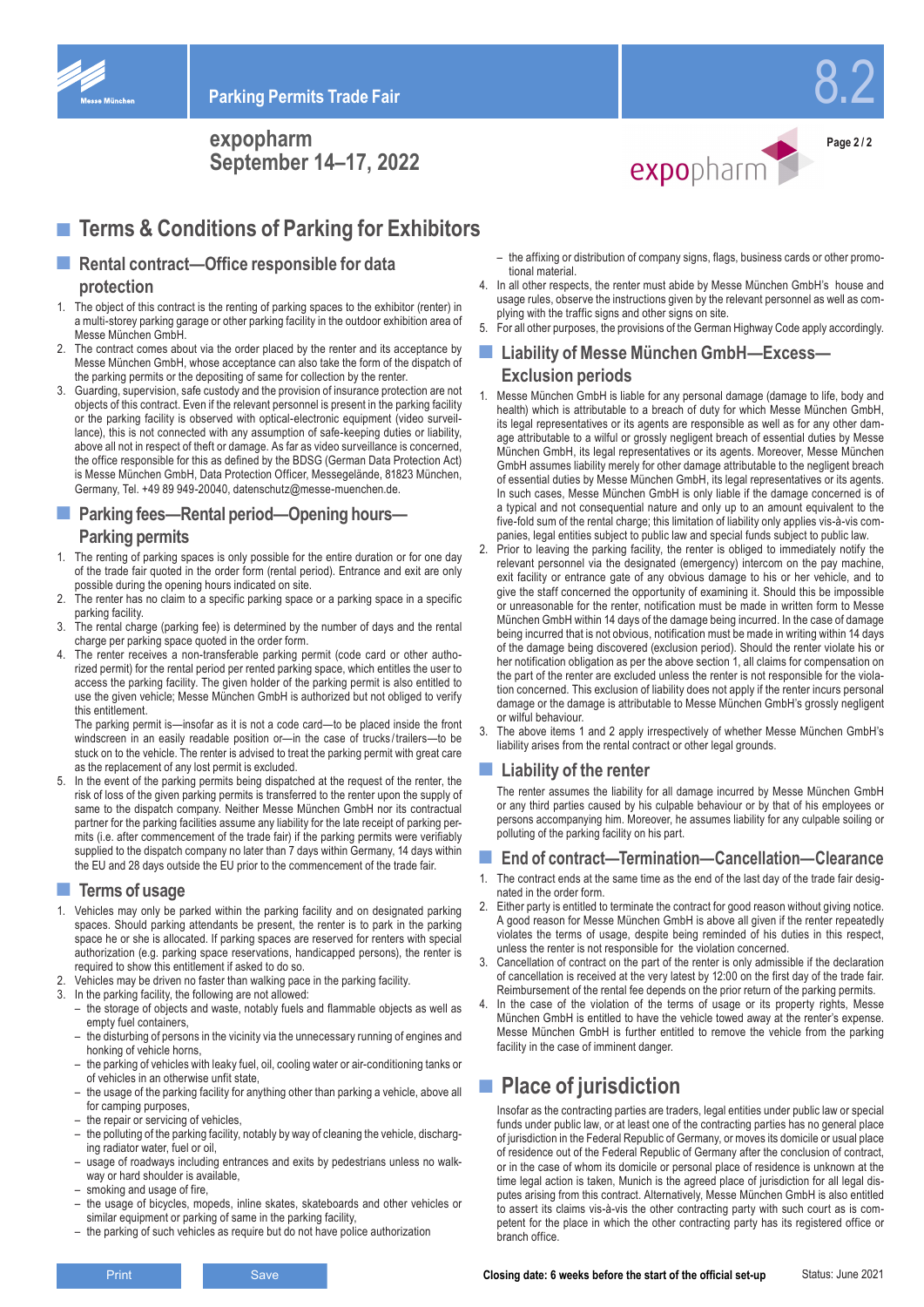# Terms & Conditions of Parking for Exhibitors

## Rental contract—Office responsible for data protection

1. The object of this contract is the renting of parking spaces to the exhibitor (renter) in a multi-storey parking garage or other parking facility in the outdoor exhibition area of Messe München GmbH.
2. The contract comes about via the order placed by the renter and its acceptance by Messe München GmbH, whose acceptance can also take the form of the dispatch of the parking permits or the depositing of same for collection by the renter.
3. Guarding, supervision, safe custody and the provision of insurance protection are not objects of this contract. Even if the relevant personnel is present in the parking facility or the parking facility is observed with optical-electronic equipment (video surveillance), this is not connected with any assumption of safe-keeping duties or liability, above all not in respect of theft or damage. As far as video surveillance is concerned, the office responsible for this as defined by the BDSG (German Data Protection Act) is Messe München GmbH, Data Protection Officer, Messegelände, 81823 München, Germany, Tel. +49 89 949-20040, datenschutz@messe-muenchen.de.

## Parking fees—Rental period—Opening hours—Parking permits

1. The renting of parking spaces is only possible for the entire duration or for one day of the trade fair quoted in the order form (rental period). Entrance and exit are only possible during the opening hours indicated on site.
2. The renter has no claim to a specific parking space or a parking space in a specific parking facility.
3. The rental charge (parking fee) is determined by the number of days and the rental charge per parking space quoted in the order form.
4. The renter receives a non-transferable parking permit (code card or other authorized permit) for the rental period per rented parking space, which entitles the user to access the parking facility. The given holder of the parking permit is also entitled to use the given vehicle; Messe München GmbH is authorized but not obliged to verify this entitlement.
   The parking permit is—insofar as it is not a code card—to be placed inside the front windscreen in an easily readable position or—in the case of trucks/trailers—to be stuck on to the vehicle. The renter is advised to treat the parking permit with great care as the replacement of any lost permit is excluded.
5. In the event of the parking permits being dispatched at the request of the renter, the risk of loss of the given parking permits is transferred to the renter upon the supply of same to the dispatch company. Neither Messe München GmbH nor its contractual partner for the parking facilities assume any liability for the late receipt of parking permits (i.e. after commencement of the trade fair) if the parking permits were verifiably supplied to the dispatch company no later than 7 days within Germany, 14 days within the EU and 28 days outside the EU prior to the commencement of the trade fair.

## Terms of usage

1. Vehicles may only be parked within the parking facility and on designated parking spaces. Should parking attendants be present, the renter is to park in the parking space he or she is allocated. If parking spaces are reserved for renters with special authorization (e.g. parking space reservations, handicapped persons), the renter is required to show this entitlement if asked to do so.
2. Vehicles may be driven no faster than walking pace in the parking facility.
3. In the parking facility, the following are not allowed:
   - the storage of objects and waste, notably fuels and flammable objects as well as empty fuel containers,
   - the disturbing of persons in the vicinity via the unnecessary running of engines and honking of vehicle horns,
   - the parking of vehicles with leaky fuel, oil, cooling water or air-conditioning tanks or of vehicles in an otherwise unfit state,
   - the usage of the parking facility for anything other than parking a vehicle, above all for camping purposes,
   - the repair or servicing of vehicles,
   - the polluting of the parking facility, notably by way of cleaning the vehicle, discharging radiator water, fuel or oil,
   - usage of roadways including entrances and exits by pedestrians unless no walkway or hard shoulder is available,
   - smoking and usage of fire,
   - the usage of bicycles, mopeds, inline skates, skateboards and other vehicles or similar equipment or parking of same in the parking facility,
   - the parking of such vehicles as require but do not have police authorization
   - the affixing or distribution of company signs, flags, business cards or other promotional material.
4. In all other respects, the renter must abide by Messe München GmbH's house and usage rules, observe the instructions given by the relevant personnel as well as complying with the traffic signs and other signs on site.
5. For all other purposes, the provisions of the German Highway Code apply accordingly.

## Liability of Messe München GmbH—Excess—Exclusion periods

1. Messe München GmbH is liable for any personal damage (damage to life, body and health) which is attributable to a breach of duty for which Messe München GmbH, its legal representatives or its agents are responsible as well as for any other damage attributable to a wilful or grossly negligent breach of essential duties by Messe München GmbH, its legal representatives or its agents. Moreover, Messe München GmbH assumes liability merely for other damage attributable to the negligent breach of essential duties by Messe München GmbH, its legal representatives or its agents. In such cases, Messe München GmbH is only liable if the damage concerned is of a typical and not consequential nature and only up to an amount equivalent to the five-fold sum of the rental charge; this limitation of liability only applies vis-à-vis companies, legal entities subject to public law and special funds subject to public law.
2. Prior to leaving the parking facility, the renter is obliged to immediately notify the relevant personnel via the designated (emergency) intercom on the pay machine, exit facility or entrance gate of any obvious damage to his or her vehicle, and to give the staff concerned the opportunity of examining it. Should this be impossible or unreasonable for the renter, notification must be made in written form to Messe München GmbH within 14 days of the damage being incurred. In the case of damage being incurred that is not obvious, notification must be made in writing within 14 days of the damage being discovered (exclusion period). Should the renter violate his or her notification obligation as per the above section 1, all claims for compensation on the part of the renter are excluded unless the renter is not responsible for the violation concerned. This exclusion of liability does not apply if the renter incurs personal damage or the damage is attributable to Messe München GmbH's grossly negligent or wilful behaviour.
3. The above items 1 and 2 apply irrespectively of whether Messe München GmbH's liability arises from the rental contract or other legal grounds.

## Liability of the renter

The renter assumes the liability for all damage incurred by Messe München GmbH or any third parties caused by his culpable behaviour or by that of his employees or persons accompanying him. Moreover, he assumes liability for any culpable soiling or polluting of the parking facility on his part.

## End of contract—Termination—Cancellation—Clearance

1. The contract ends at the same time as the end of the last day of the trade fair designated in the order form.
2. Either party is entitled to terminate the contract for good reason without giving notice. A good reason for Messe München GmbH is above all given if the renter repeatedly violates the terms of usage, despite being reminded of his duties in this respect, unless the renter is not responsible for the violation concerned.
3. Cancellation of contract on the part of the renter is only admissible if the declaration of cancellation is received at the very latest by 12:00 on the first day of the trade fair. Reimbursement of the rental fee depends on the prior return of the parking permits.
4. In the case of the violation of the terms of usage or its property rights, Messe München GmbH is entitled to have the vehicle towed away at the renter's expense. Messe München GmbH is further entitled to remove the vehicle from the parking facility in the case of imminent danger.

# Place of jurisdiction

Insofar as the contracting parties are traders, legal entities under public law or special funds under public law, or at least one of the contracting parties has no general place of jurisdiction in the Federal Republic of Germany, or moves its domicile or usual place of residence out of the Federal Republic of Germany after the conclusion of contract, or in the case of whom its domicile or personal place of residence is unknown at the time legal action is taken, Munich is the agreed place of jurisdiction for all legal disputes arising from this contract. Alternatively, Messe München GmbH is also entitled to assert its claims vis-à-vis the other contracting party with such court as is competent for the place in which the other contracting party has its registered office or branch office.

**Closing date: 6 weeks before the start of the official set-up**

Status: June 2021